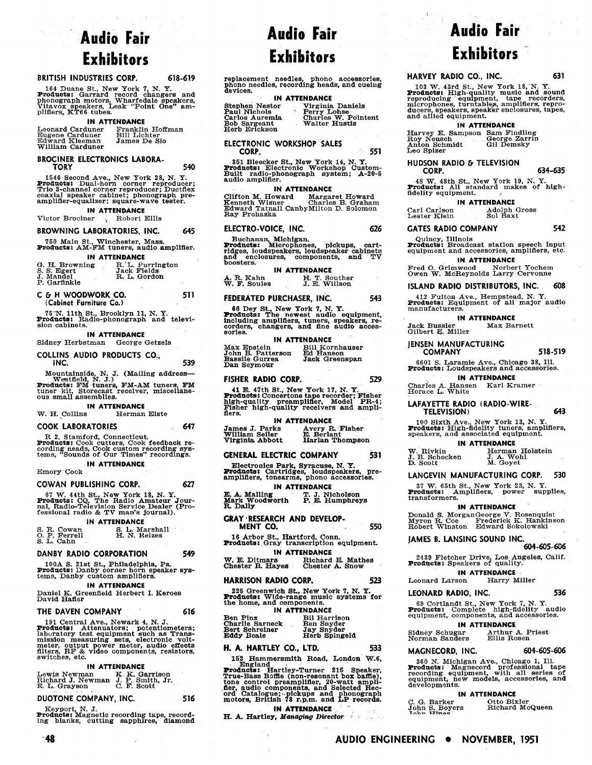# Audio Fair Exhibitors

**BRITISH INDUSTRIES CORP.** 618-619

164 Duane St., New York 7, N. Y.
**Products:** Garrard record changers and phonograph motors, Wharfedale speakers, Vitavox speakers, Leak "Point One" amplifiers, KT66 tubes.

**IN ATTENDANCE**

Leonard Carduner, Franklin Hoffman, Eugene Carduner, Bill Lichter, Edward Kleeman, James De Sio, William Carduner

**BROCINER ELECTRONICS LABORATORY** 540

1546 Second Ave., New York 28, N. Y.
**Products:** Dual-horn corner reproducer; Trio 3-channel corner reproducer; Ductflex coaxial speaker cabinet; phonograph preamplifier-equalizer; square-wave tester.

**IN ATTENDANCE**

Victor Brociner, Robert Ellis

**BROWNING LABORATORIES, INC.** 645

750 Main St., Winchester, Mass.
**Products:** AM-FM tuners, audio amplifier.

**IN ATTENDANCE**

G. H. Browning, R. L. Purrington, S. S. Egert, Jack Fields, J. Mandel, R. L. Gordon, P. Garfinkle

**C & H WOODWORK CO.** 511
**(Cabinet Furniture Co.)**

75 N. 11th St., Brooklyn 11, N. Y.
**Products:** Radio-phonograph and television cabinets.

**IN ATTENDANCE**

Sidney Herbstman, George Getzels

**COLLINS AUDIO PRODUCTS CO., INC.** 539

Mountainside, N. J. (Mailing address—Westfield, N. J.)
**Products:** FM tuners, FM-AM tuners, FM tuner kit, Storecast receiver, miscellaneous small assemblies.

**IN ATTENDANCE**

W. H. Collins, Herman Elste

**COOK LABORATORIES** 647

R 2, Stamford, Connecticut.
**Products:** Cook cutters, Cook feedback recording heads, Cook custom recording systems, "Sounds of Our Times" recordings.

**IN ATTENDANCE**

Emory Cook

**COWAN PUBLISHING CORP.** 627

67 W. 44th St., New York 18, N. Y.
**Products:** CQ, The Radio Amateur Journal, Radio-Television Service Dealer (Professional radio & TV man's journal).

**IN ATTENDANCE**

S. R. Cowan, S. L. Marshall, O. P. Ferrell, H. N. Reizes, S. L. Cahn

**DANBY RADIO CORPORATION** 549

100A S. 21st St., Philadelphia, Pa.
**Products:** Danby corner horn speaker systems, Danby custom amplifiers.

**IN ATTENDANCE**

Daniel K. Greenfield, Herbert I. Keroes, David Hafler

**THE DAVEN COMPANY** 616

191 Central Ave., Newark 4, N. J.
**Products:** Attenuators; potentiometers; laboratory test equipment such as Transmission measuring sets, electronic voltmeter, output power meter, audio effects filters, RF & video components, resistors, switches, etc.

**IN ATTENDANCE**

Lewis Newman, K. K. Garrison, Richard J. Newman, J. P. Smith, Jr., E. L. Grayson, C. F. Scott

**DUOTONE COMPANY, INC.** 516

Keyport, N. J.
**Products:** Magnetic recording tape, recording blanks, cutting sapphires, diamond replacement needles, phono accessories, phono needles, recording heads, and cueing devices.

**IN ATTENDANCE**

Stephen Nestor, Virginia Daniels, Paul Nichols, Perry Lohse, Carlos Auremia, Charles W. Pointent, Bob Sargeant, Walter Hustis, Herb Erickson

**ELECTRONIC WORKSHOP SALES CORP.** 551

351 Bleecker St., New York 14, N. Y.
**Products:** Electronic Workshop Custom-Built radio-phonograph system; A-20-5 audio amplifier.

**IN ATTENDANCE**

Clifton M. Howard, Margaret Howard, Kenneth Wisner, Charles B. Graham, Edward Tatnall Canby, Milton D. Solomon, Ray Prohaska

**ELECTRO-VOICE, INC.** 626

Buchanan, Michigan.
**Products:** Microphones, pickups, cartridges, loudspeakers, loudspeaker cabinets and enclosures, components, and TV boosters.

**IN ATTENDANCE**

A. R. Kahn, H. T. Souther, W. F. Soules, J. E. Willson

**FEDERATED PURCHASER, INC.** 543

66 Dey St., New York 7, N. Y.
**Products:** The newest audio equipment, including amplifiers, tuners, speakers, recorders, changers, and fine audio accessories.

**IN ATTENDANCE**

Max Epstein, Bill Kornhauser, John B. Patterson, Ed Hanson, Bassile Gurrea, Jack Greenspan, Dan Seymour

**FISHER RADIO CORP.** 529

41 E. 47th St., New York 17, N. Y.
**Products:** Concertone tape recorder; Fisher high-quality preamplifier, Model PR-4; Fisher high-quality receivers and amplifiers.

**IN ATTENDANCE**

James J. Parks, Avery R. Fisher, William Seiler, E. Berlant, Virginia Abbott, Harlan Thompson

**GENERAL ELECTRIC COMPANY** 531

Electronics Park, Syracuse, N. Y.
**Products:** Cartridges, loudspeakers, preamplifiers, tonearms, phono accessories.

**IN ATTENDANCE**

E. A. Malling, T. J. Nicholson, Mark Woodworth, P. E. Humphreys, R. Dally

**GRAY RESEARCH AND DEVELOPMENT CO.** 550

16 Arbor St., Hartford, Conn.
**Products:** Gray transcription equipment.

**IN ATTENDANCE**

W. E. Ditmars, Richard E. Mathes, Chester B. Hayes, Chester A. Snow

**HARRISON RADIO CORP.** 523

225 Greenwich St., New York 7, N. Y.
**Products:** Wide-range music systems for the home, and components.

**IN ATTENDANCE**

Ben Pinz, Bil Harrison, Charlie Sarneck, Ben Snyder, Bert Schreiner, Jay Snyder, Eddy Beale, Herb Spingeld

**H. A. HARTLEY CO., LTD.** 533

152 Hammersmith Road, London W.6, England
**Products:** Hartley-Turner 215 Speaker, True-Bass Boffle (non-resonant box baffle), tone control preamplifier, 20-watt amplifier, audio components, and Selected Record Catalogue; pickups and phonograph motors, British 78 r.p.m. and LP records.

**IN ATTENDANCE**

H. A. Hartley, *Managing Director*

**HARVEY RADIO CO., INC.** 631

103 W. 43rd St., New York 18, N. Y.
**Products:** High-quality music and sound reproducing equipment, tape recorders, microphones, turntables, amplifiers, reproducers, speakers, speaker enclosures, tapes, and allied equipment.

**IN ATTENDANCE**

Harvey E. Sampson, Sam Findling, Roy Neusch, George Zarrin, Anton Schmidt, Gil Demsky, Leo Spizer

**HUDSON RADIO & TELEVISION CORP.** 634-635

48 W. 48th St., New York 19, N. Y.
**Products:** All standard makes of high-fidelity equipment.

**IN ATTENDANCE**

Carl Carlson, Adolph Gross, Lester Klein, Sol Baxt

**GATES RADIO COMPANY** 542

Quincy, Illinois
**Products:** Broadcast station speech input equipment and accessories, amplifiers, etc.

**IN ATTENDANCE**

Fred O. Grimwood, Norbert Yochem, Owen W. McReynolds, Larry Cervonne

**ISLAND RADIO DISTRIBUTORS, INC.** 608

412 Fulton Ave., Hempstead, N. Y.
**Products:** Equipment of all major audio manufacturers.

**IN ATTENDANCE**

Jack Bussler, Max Barnett, Gilbert E. Miller

**JENSEN MANUFACTURING COMPANY** 518-519

6601 S. Laramie Ave., Chicago 38, Ill.
**Products:** Loudspeakers and accessories.

**IN ATTENDANCE**

Charles A. Hansen, Karl Kramer, Horace L. White

**LAFAYETTE RADIO (RADIO-WIRE-TELEVISION)** 643

100 Sixth Ave., New York 13, N. Y.
**Products:** High-fidelity tuners, amplifiers, speakers, and associated equipment.

**IN ATTENDANCE**

W. Rivkin, Herman Holstein, J. B. Schocken, J. A. Wohl, D. Scott, M. Goyet

**LANGEVIN MANUFACTURING CORP.** 530

37 W. 65th St., New York 23, N. Y.
**Products:** Amplifiers, power supplies, transformers.

**IN ATTENDANCE**

Donald S. Morgan, George V. Rosenquist, Myron R. Coe, Frederick K. Hankinson, Robert Winston, Edward Sokolowski

**JAMES B. LANSING SOUND INC.** 604-605-606

2439 Fletcher Drive, Los Angeles, Calif.
**Products:** Speakers of quality.

**IN ATTENDANCE**

Leonard Larson, Harry Miller

**LEONARD RADIO, INC.** 536

69 Cortlandt St., New York 7, N. Y.
**Products:** Complete high-fidelity audio equipment, components, and accessories.

**IN ATTENDANCE**

Sidney Schugar, Arthur A. Priest, Norman Sanders, Ellis Rosen

**MAGNECORD, INC.** 604-605-606

360 N. Michigan Ave., Chicago 1, Ill.
**Products:** Magnecord professional tape recording equipment, with all series of equipment, new models, accessories, and developments.

**IN ATTENDANCE**

C. G. Barker, Otto Bixler, John S. Boyers, Richard McQueen, John Hines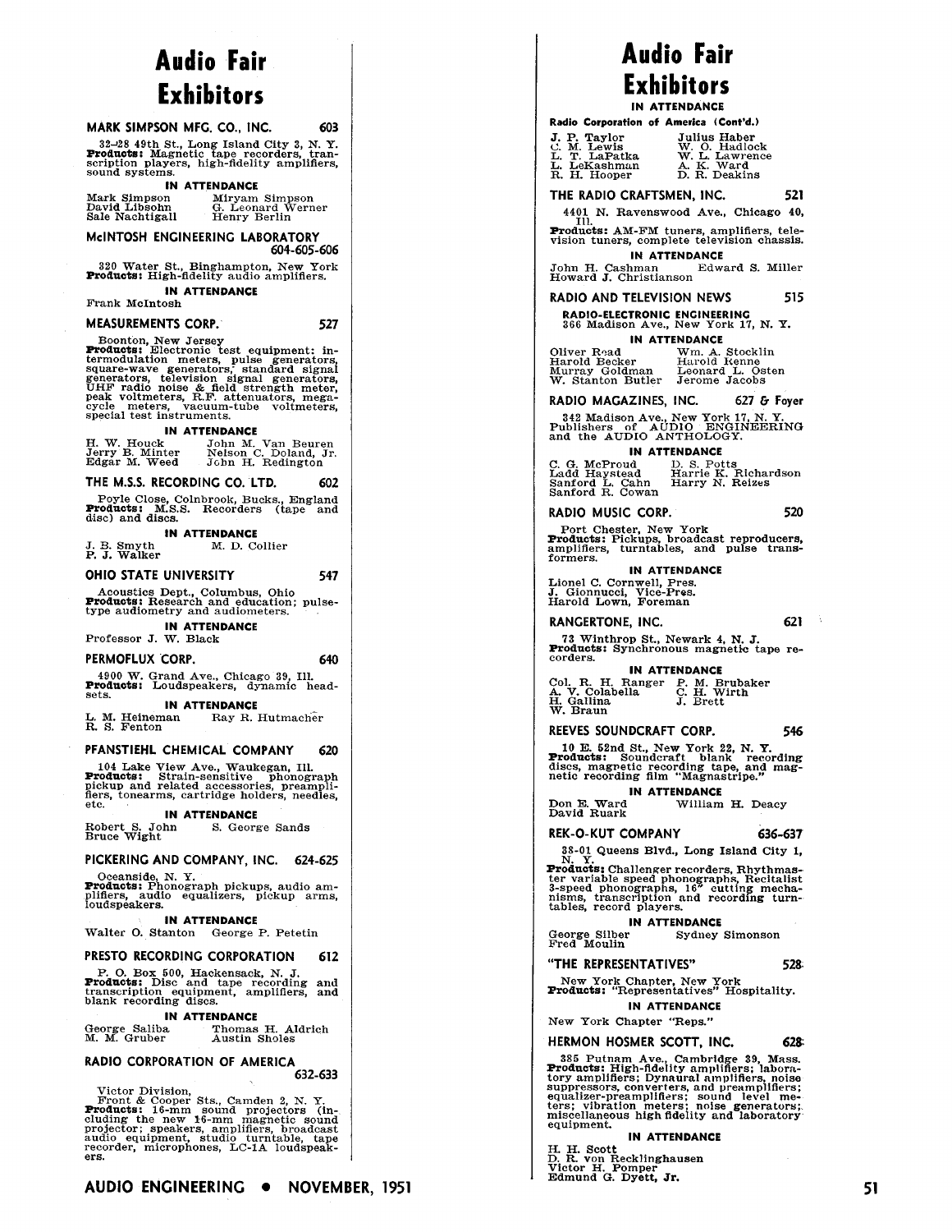# Audio Fair Exhibitors

### MARK SIMPSON MFG. CO., INC. — 603

32–28 49th St., Long Island City 3, N. Y.
**Products:** Magnetic tape recorders, transcription players, high-fidelity amplifiers, sound systems.

**IN ATTENDANCE**

Mark Simpson, Miryam Simpson, David Libsohn, G. Leonard Werner, Sale Nachtigall, Henry Berlin

### McINTOSH ENGINEERING LABORATORY — 604-605-606

320 Water St., Binghampton, New York
**Products:** High-fidelity audio amplifiers.

**IN ATTENDANCE**

Frank McIntosh

### MEASUREMENTS CORP. — 527

Boonton, New Jersey
**Products:** Electronic test equipment: intermodulation meters, pulse generators, square-wave generators, standard signal generators, television signal generators, UHF radio noise & field strength meter, peak voltmeters, R.F. attenuators, megacycle meters, vacuum-tube voltmeters, special test instruments.

**IN ATTENDANCE**

H. W. Houck, John M. Van Beuren, Jerry B. Minter, Nelson C. Doland, Jr., Edgar M. Weed, John H. Redington

### THE M.S.S. RECORDING CO. LTD. — 602

Poyle Close, Colnbrook, Bucks., England
**Products:** M.S.S. Recorders (tape and disc) and discs.

**IN ATTENDANCE**

J. B. Smyth, M. D. Collier, P. J. Walker

### OHIO STATE UNIVERSITY — 547

Acoustics Dept., Columbus, Ohio
**Products:** Research and education; pulse-type audiometry and audiometers.

**IN ATTENDANCE**

Professor J. W. Black

### PERMOFLUX CORP. — 640

4900 W. Grand Ave., Chicago 39, Ill.
**Products:** Loudspeakers, dynamic headsets.

**IN ATTENDANCE**

L. M. Heineman, Ray R. Hutmacher, R. S. Fenton

### PFANSTIEHL CHEMICAL COMPANY — 620

104 Lake View Ave., Waukegan, Ill.
**Products:** Strain-sensitive phonograph pickup and related accessories, preamplifiers, tonearms, cartridge holders, needles, etc.

**IN ATTENDANCE**

Robert S. John, S. George Sands, Bruce Wight

### PICKERING AND COMPANY, INC. — 624-625

Oceanside, N. Y.
**Products:** Phonograph pickups, audio amplifiers, audio equalizers, pickup arms, loudspeakers.

**IN ATTENDANCE**

Walter O. Stanton, George P. Petetin

### PRESTO RECORDING CORPORATION — 612

P. O. Box 500, Hackensack, N. J.
**Products:** Disc and tape recording and transcription equipment, amplifiers, and blank recording discs.

**IN ATTENDANCE**

George Saliba, Thomas H. Aldrich, M. M. Gruber, Austin Sholes

### RADIO CORPORATION OF AMERICA — 632-633

Victor Division,
Front & Cooper Sts., Camden 2, N. Y.
**Products:** 16-mm sound projectors (including the new 16-mm magnetic sound projector; speakers, amplifiers, broadcast audio equipment, studio turntable, tape recorder, microphones, LC-1A loudspeakers.

**IN ATTENDANCE**

**Radio Corporation of America (Cont'd.)**

J. P. Taylor, Julius Haber, C. M. Lewis, W. O. Hadlock, L. T. LaPatka, W. L. Lawrence, L. LeKashman, A. K. Ward, R. H. Hooper, D. R. Deakins

### THE RADIO CRAFTSMEN, INC. — 521

4401 N. Ravenswood Ave., Chicago 40, Ill.
**Products:** AM-FM tuners, amplifiers, television tuners, complete television chassis.

**IN ATTENDANCE**

John H. Cashman, Edward S. Miller, Howard J. Christianson

### RADIO AND TELEVISION NEWS — 515

**RADIO-ELECTRONIC ENGINEERING**
366 Madison Ave., New York 17, N. Y.

**IN ATTENDANCE**

Oliver Read, Wm. A. Stocklin, Harold Becker, Harold Renne, Murray Goldman, Leonard L. Osten, W. Stanton Butler, Jerome Jacobs

### RADIO MAGAZINES, INC. — 627 & Foyer

342 Madison Ave., New York 17, N. Y.
Publishers of AUDIO ENGINEERING and the AUDIO ANTHOLOGY.

**IN ATTENDANCE**

C. G. McProud, D. S. Potts, Ladd Haystead, Harrie K. Richardson, Sanford L. Cahn, Harry N. Reizes, Sanford R. Cowan

### RADIO MUSIC CORP. — 520

Port Chester, New York
**Products:** Pickups, broadcast reproducers, amplifiers, turntables, and pulse transformers.

**IN ATTENDANCE**

Lionel C. Cornwell, Pres.
J. Gionnucci, Vice-Pres.
Harold Lown, Foreman

### RANGERTONE, INC. — 621

73 Winthrop St., Newark 4, N. J.
**Products:** Synchronous magnetic tape recorders.

**IN ATTENDANCE**

Col. R. H. Ranger, P. M. Brubaker, A. V. Colabella, C. H. Wirth, H. Gallina, J. Brett, W. Braun

### REEVES SOUNDCRAFT CORP. — 546

10 E. 52nd St., New York 22, N. Y.
**Products:** Soundcraft blank recording discs, magnetic recording tape, and magnetic recording film "Magnastripe."

**IN ATTENDANCE**

Don E. Ward, William H. Deacy, David Ruark

### REK-O-KUT COMPANY — 636-637

38-01 Queens Blvd., Long Island City 1, N. Y.
**Products:** Challenger recorders, Rhythmaster variable speed phonographs, Recitalist 3-speed phonographs, 16" cutting mechanisms, transcription and recording turntables, record players.

**IN ATTENDANCE**

George Silber, Sydney Simonson, Fred Moulin

### "THE REPRESENTATIVES" — 528

New York Chapter, New York
**Products:** "Representatives" Hospitality.

**IN ATTENDANCE**

New York Chapter "Reps."

### HERMON HOSMER SCOTT, INC. — 628

385 Putnam Ave., Cambridge 39, Mass.
**Products:** High-fidelity amplifiers; laboratory amplifiers; Dynaural amplifiers, noise suppressors, converters, and preamplifiers; equalizer-preamplifiers; sound level meters; vibration meters; noise generators; miscellaneous high fidelity and laboratory equipment.

**IN ATTENDANCE**

H. H. Scott
D. R. von Recklinghausen
Victor H. Pomper
Edmund G. Dyett, Jr.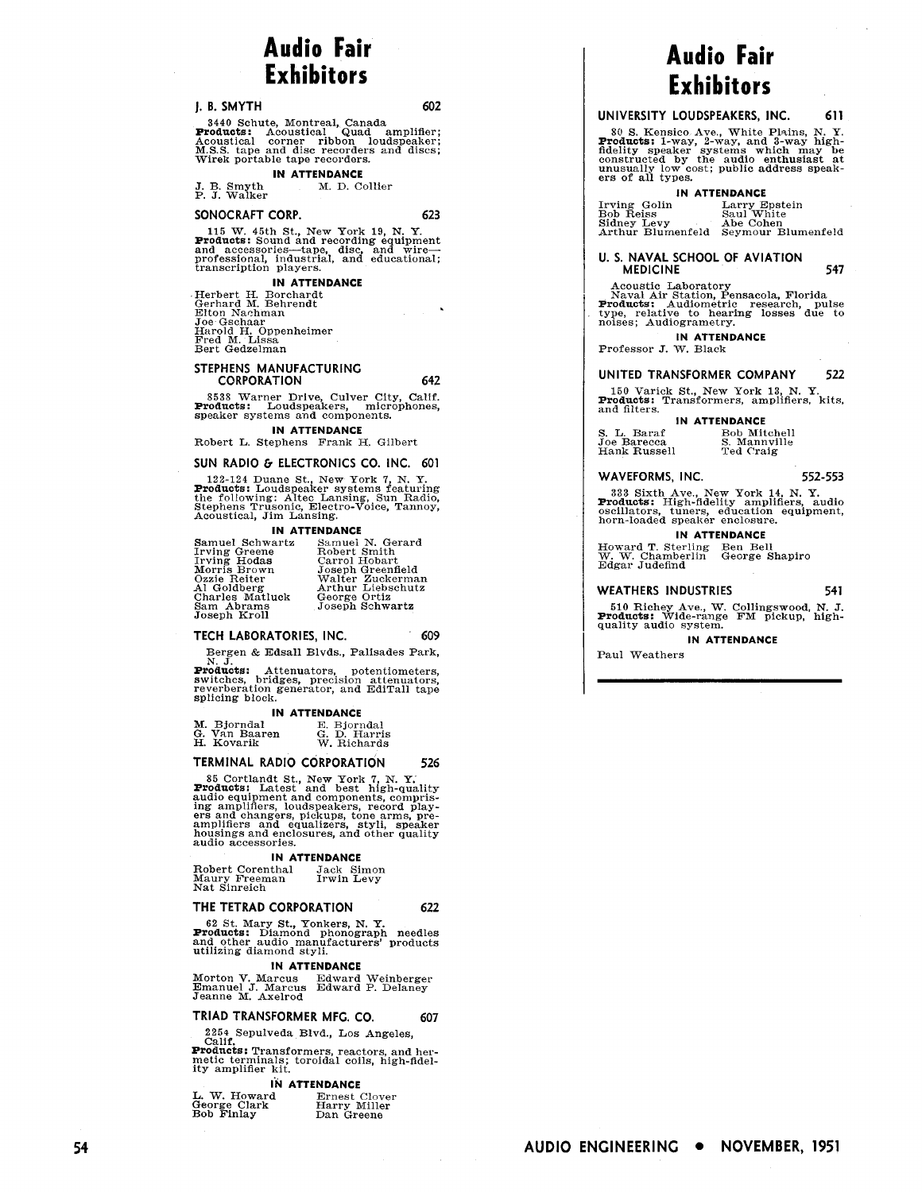# Audio Fair Exhibitors

## J. B. SMYTH 602

3440 Schute, Montreal, Canada
**Products:** Acoustical Quad amplifier; Acoustical corner ribbon loudspeaker; M.S.S. tape and disc recorders and discs; Wirek portable tape recorders.

**IN ATTENDANCE**

J. B. Smyth
M. D. Collier
P. J. Walker

## SONOCRAFT CORP. 623

115 W. 45th St., New York 19, N. Y.
**Products:** Sound and recording equipment and accessories—tape, disc, and wire—professional, industrial, and educational; transcription players.

**IN ATTENDANCE**

Herbert H. Borchardt
Gerhard M. Behrendt
Elton Nachman
Joe Gschaar
Harold H. Oppenheimer
Fred M. Lissa
Bert Gedzelman

## STEPHENS MANUFACTURING CORPORATION 642

8538 Warner Drive, Culver City, Calif.
**Products:** Loudspeakers, microphones, speaker systems and components.

**IN ATTENDANCE**

Robert L. Stephens
Frank H. Gilbert

## SUN RADIO & ELECTRONICS CO. INC. 601

122-124 Duane St., New York 7, N. Y.
**Products:** Loudspeaker systems featuring the following: Altec Lansing, Sun Radio, Stephens Trusonic, Electro-Voice, Tannoy, Acoustical, Jim Lansing.

**IN ATTENDANCE**

Samuel Schwartz
Irving Greene
Irving Hodas
Morris Brown
Ozzie Reiter
Al Goldberg
Charles Matluck
Sam Abrams
Joseph Kroll
Samuel N. Gerard
Robert Smith
Carrol Hobart
Joseph Greenfield
Walter Zuckerman
Arthur Liebschutz
George Ortiz
Joseph Schwartz

## TECH LABORATORIES, INC. 609

Bergen & Edsall Blvds., Palisades Park, N. J.
**Products:** Attenuators, potentiometers, switches, bridges, precision attenuators, reverberation generator, and EdiTall tape splicing block.

**IN ATTENDANCE**

M. Bjorndal
G. Van Baaren
H. Kovarik
E. Bjorndal
G. D. Harris
W. Richards

## TERMINAL RADIO CORPORATION 526

85 Cortlandt St., New York 7, N. Y.
**Products:** Latest and best high-quality audio equipment and components, comprising amplifiers, loudspeakers, record players and changers, pickups, tone arms, preamplifiers and equalizers, styli, speaker housings and enclosures, and other quality audio accessories.

**IN ATTENDANCE**

Robert Corenthal
Maury Freeman
Nat Sinreich
Jack Simon
Irwin Levy

## THE TETRAD CORPORATION 622

62 St. Mary St., Yonkers, N. Y.
**Products:** Diamond phonograph needles and other audio manufacturers' products utilizing diamond styli.

**IN ATTENDANCE**

Morton V. Marcus
Emanuel J. Marcus
Jeanne M. Axelrod
Edward Weinberger
Edward P. Delaney

## TRIAD TRANSFORMER MFG. CO. 607

2254 Sepulveda Blvd., Los Angeles, Calif.
**Products:** Transformers, reactors, and hermetic terminals; toroidal coils, high-fidelity amplifier kit.

**IN ATTENDANCE**

L. W. Howard
George Clark
Bob Finlay
Ernest Clover
Harry Miller
Dan Greene

# Audio Fair Exhibitors

## UNIVERSITY LOUDSPEAKERS, INC. 611

80 S. Kensico Ave., White Plains, N. Y.
**Products:** 1-way, 2-way, and 3-way high-fidelity speaker systems which may be constructed by the audio enthusiast at unusually low cost; public address speakers of all types.

**IN ATTENDANCE**

Irving Golin
Bob Reiss
Sidney Levy
Arthur Blumenfeld
Larry Epstein
Saul White
Abe Cohen
Seymour Blumenfeld

## U. S. NAVAL SCHOOL OF AVIATION MEDICINE 547

Acoustic Laboratory
Naval Air Station, Pensacola, Florida
**Products:** Audiometric research, pulse type, relative to hearing losses due to noises; Audiogrametry.

**IN ATTENDANCE**

Professor J. W. Black

## UNITED TRANSFORMER COMPANY 522

150 Varick St., New York 13, N. Y.
**Products:** Transformers, amplifiers, kits, and filters.

**IN ATTENDANCE**

S. L. Baraf
Joe Barecca
Hank Russell
Bob Mitchell
S. Mannville
Ted Craig

## WAVEFORMS, INC. 552-553

333 Sixth Ave., New York 14, N. Y.
**Products:** High-fidelity amplifiers, audio oscillators, tuners, education equipment, horn-loaded speaker enclosure.

**IN ATTENDANCE**

Howard T. Sterling
W. W. Chamberlin
Edgar Judefind
Ben Bell
George Shapiro

## WEATHERS INDUSTRIES 541

510 Richey Ave., W. Collingswood, N. J.
**Products:** Wide-range FM pickup, high-quality audio system.

**IN ATTENDANCE**

Paul Weathers